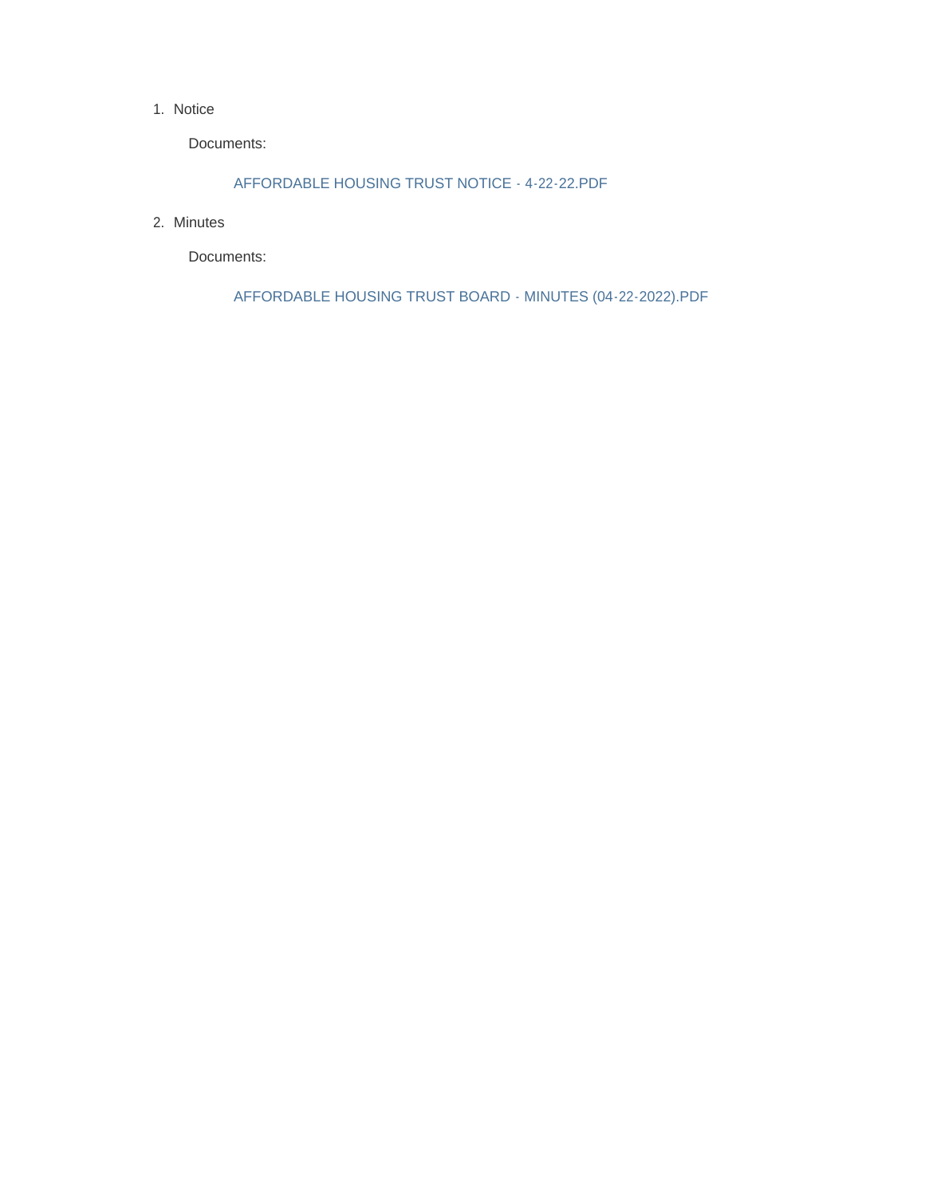1. Notice

   Documents:

   AFFORDABLE HOUSING TRUST NOTICE - 4-22-22.PDF

2. Minutes

   Documents:

   AFFORDABLE HOUSING TRUST BOARD - MINUTES (04-22-2022).PDF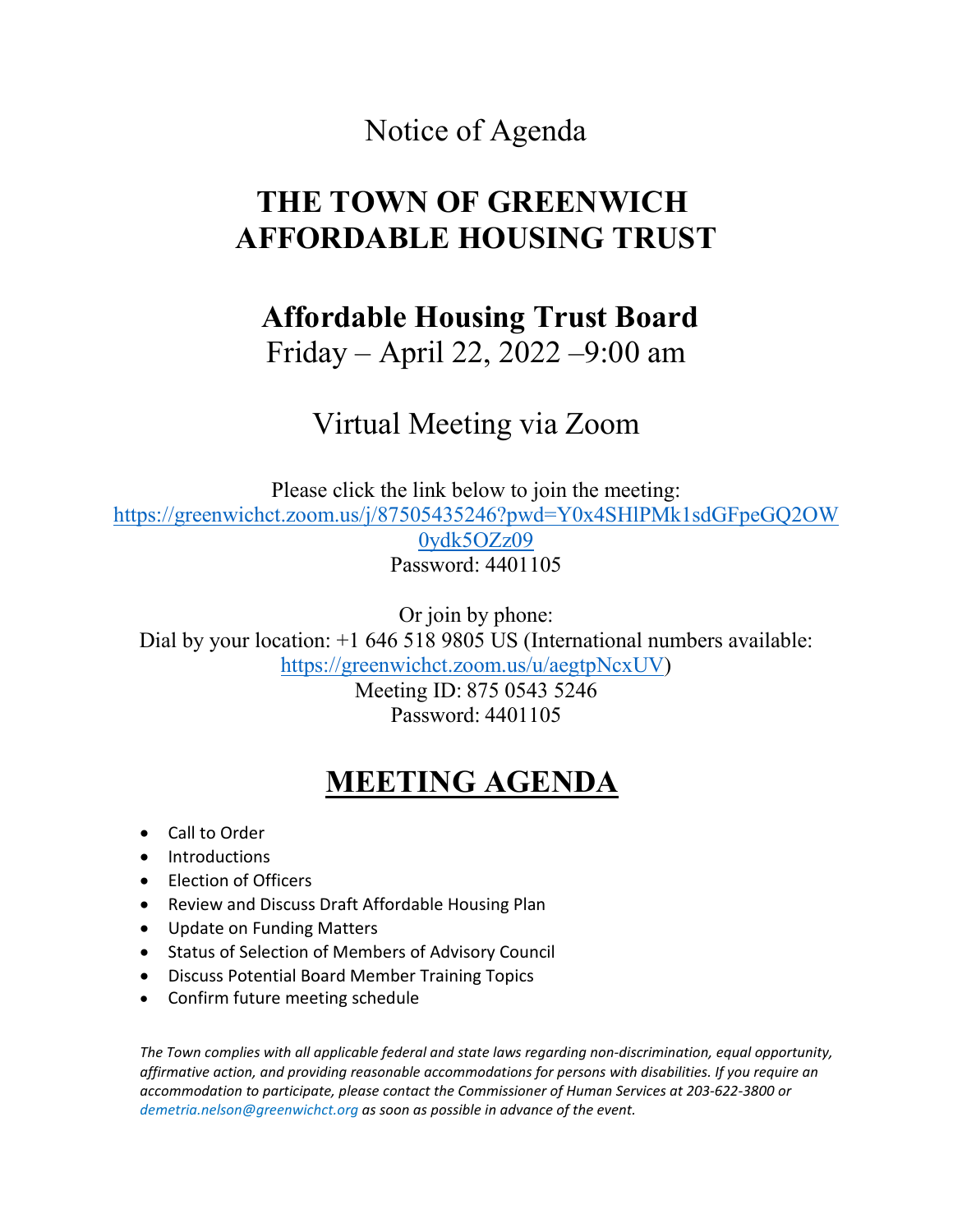Notice of Agenda

# THE TOWN OF GREENWICH AFFORDABLE HOUSING TRUST

## Affordable Housing Trust Board

Friday – April 22, 2022 –9:00 am

Virtual Meeting via Zoom

Please click the link below to join the meeting:
https://greenwichct.zoom.us/j/87505435246?pwd=Y0x4SHlPMk1sdGFpeGQ2OW0ydk5OZz09
Password: 4401105

Or join by phone:
Dial by your location: +1 646 518 9805 US (International numbers available: https://greenwichct.zoom.us/u/aegtpNcxUV)
Meeting ID: 875 0543 5246
Password: 4401105

## MEETING AGENDA

- Call to Order
- Introductions
- Election of Officers
- Review and Discuss Draft Affordable Housing Plan
- Update on Funding Matters
- Status of Selection of Members of Advisory Council
- Discuss Potential Board Member Training Topics
- Confirm future meeting schedule

*The Town complies with all applicable federal and state laws regarding non-discrimination, equal opportunity, affirmative action, and providing reasonable accommodations for persons with disabilities. If you require an accommodation to participate, please contact the Commissioner of Human Services at 203-622-3800 or demetria.nelson@greenwichct.org as soon as possible in advance of the event.*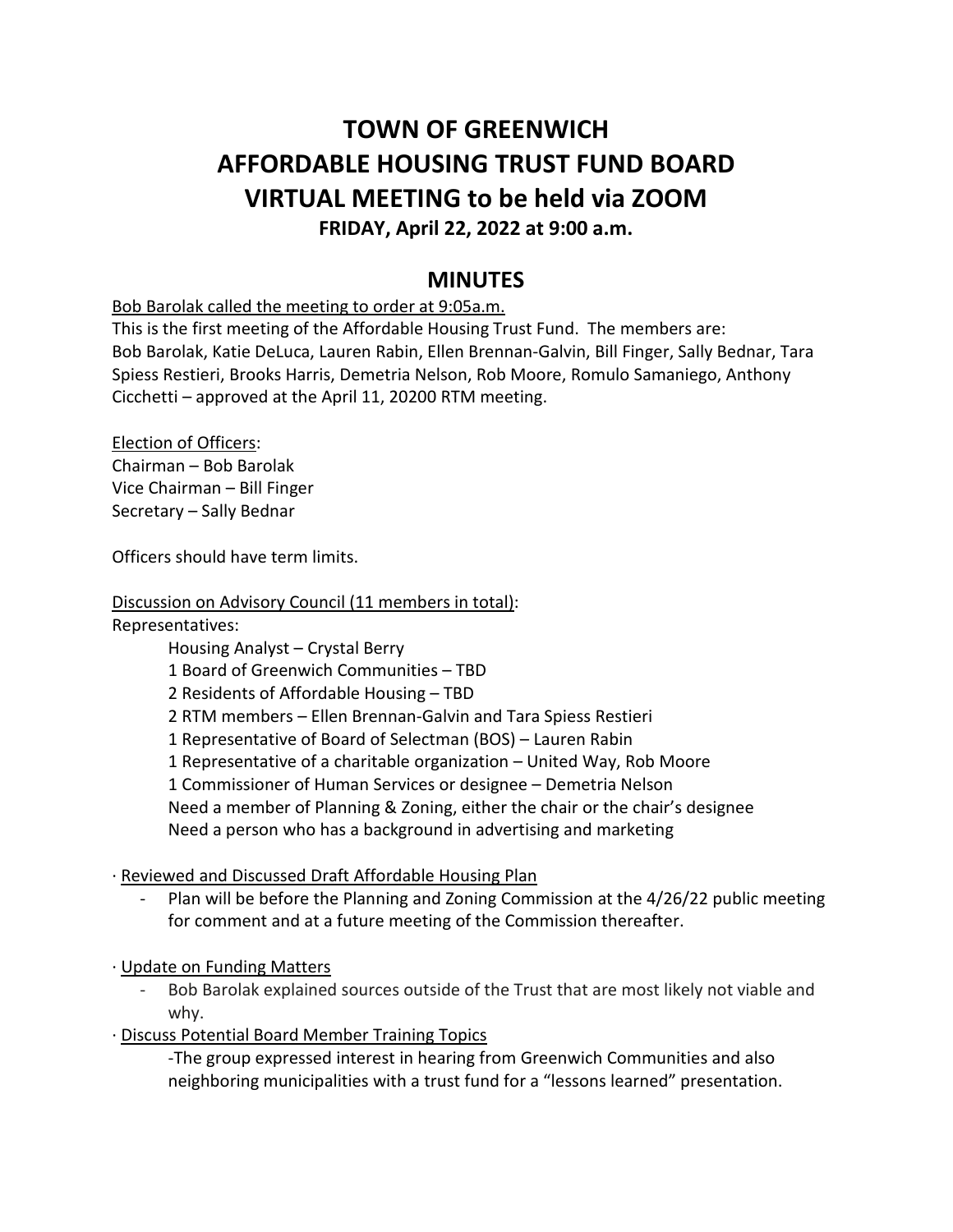# TOWN OF GREENWICH
# AFFORDABLE HOUSING TRUST FUND BOARD
# VIRTUAL MEETING to be held via ZOOM
### FRIDAY, April 22, 2022 at 9:00 a.m.

## MINUTES

Bob Barolak called the meeting to order at 9:05a.m.

This is the first meeting of the Affordable Housing Trust Fund. The members are: Bob Barolak, Katie DeLuca, Lauren Rabin, Ellen Brennan-Galvin, Bill Finger, Sally Bednar, Tara Spiess Restieri, Brooks Harris, Demetria Nelson, Rob Moore, Romulo Samaniego, Anthony Cicchetti – approved at the April 11, 20200 RTM meeting.

Election of Officers:
Chairman – Bob Barolak
Vice Chairman – Bill Finger
Secretary – Sally Bednar

Officers should have term limits.

Discussion on Advisory Council (11 members in total):
Representatives:

Housing Analyst – Crystal Berry
1 Board of Greenwich Communities – TBD
2 Residents of Affordable Housing – TBD
2 RTM members – Ellen Brennan-Galvin and Tara Spiess Restieri
1 Representative of Board of Selectman (BOS) – Lauren Rabin
1 Representative of a charitable organization – United Way, Rob Moore
1 Commissioner of Human Services or designee – Demetria Nelson
Need a member of Planning & Zoning, either the chair or the chair's designee
Need a person who has a background in advertising and marketing

· Reviewed and Discussed Draft Affordable Housing Plan
  - Plan will be before the Planning and Zoning Commission at the 4/26/22 public meeting for comment and at a future meeting of the Commission thereafter.

· Update on Funding Matters
  - Bob Barolak explained sources outside of the Trust that are most likely not viable and why.

· Discuss Potential Board Member Training Topics
  -The group expressed interest in hearing from Greenwich Communities and also neighboring municipalities with a trust fund for a "lessons learned" presentation.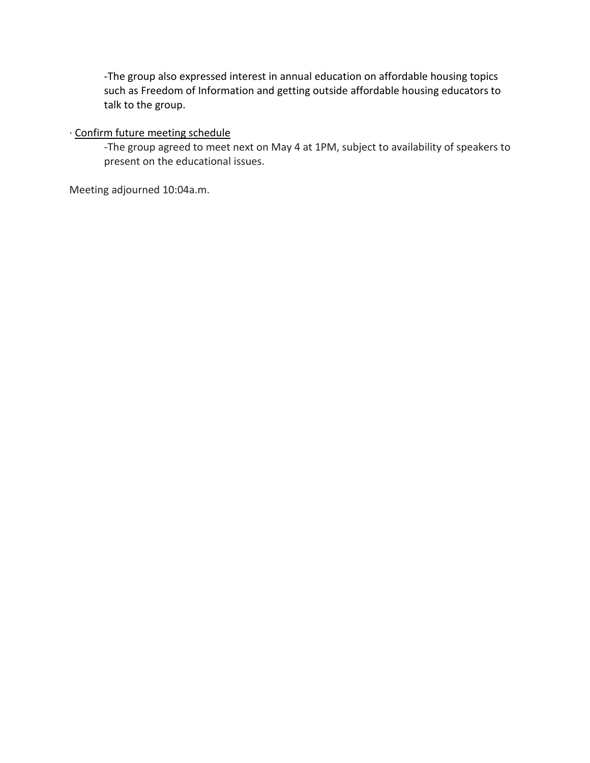-The group also expressed interest in annual education on affordable housing topics such as Freedom of Information and getting outside affordable housing educators to talk to the group.

· <u>Confirm future meeting schedule</u>

-The group agreed to meet next on May 4 at 1PM, subject to availability of speakers to present on the educational issues.

Meeting adjourned 10:04a.m.